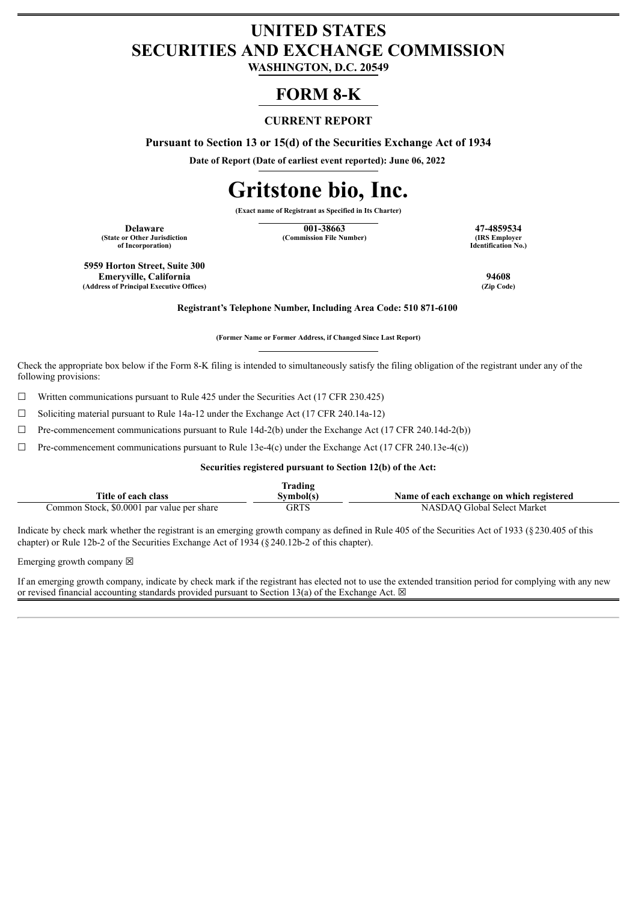# UNITED STATES
# SECURITIES AND EXCHANGE COMMISSION

**WASHINGTON, D.C. 20549**

# FORM 8-K

**CURRENT REPORT**

**Pursuant to Section 13 or 15(d) of the Securities Exchange Act of 1934**

**Date of Report (Date of earliest event reported): June 06, 2022**

# Gritstone bio, Inc.

**(Exact name of Registrant as Specified in Its Charter)**

| **Delaware** | **001-38663** | **47-4859534** |
|---|---|---|
| **(State or Other Jurisdiction of Incorporation)** | **(Commission File Number)** | **(IRS Employer Identification No.)** |

| **5959 Horton Street, Suite 300 Emeryville, California** | **94608** |
|---|---|
| **(Address of Principal Executive Offices)** | **(Zip Code)** |

**Registrant's Telephone Number, Including Area Code: 510 871-6100**

**(Former Name or Former Address, if Changed Since Last Report)**

Check the appropriate box below if the Form 8-K filing is intended to simultaneously satisfy the filing obligation of the registrant under any of the following provisions:

☐ Written communications pursuant to Rule 425 under the Securities Act (17 CFR 230.425)

☐ Soliciting material pursuant to Rule 14a-12 under the Exchange Act (17 CFR 240.14a-12)

☐ Pre-commencement communications pursuant to Rule 14d-2(b) under the Exchange Act (17 CFR 240.14d-2(b))

☐ Pre-commencement communications pursuant to Rule 13e-4(c) under the Exchange Act (17 CFR 240.13e-4(c))

**Securities registered pursuant to Section 12(b) of the Act:**

| Title of each class | Trading Symbol(s) | Name of each exchange on which registered |
|---|---|---|
| Common Stock, $0.0001 par value per share | GRTS | NASDAQ Global Select Market |

Indicate by check mark whether the registrant is an emerging growth company as defined in Rule 405 of the Securities Act of 1933 (§230.405 of this chapter) or Rule 12b-2 of the Securities Exchange Act of 1934 (§240.12b-2 of this chapter).

Emerging growth company ☒

If an emerging growth company, indicate by check mark if the registrant has elected not to use the extended transition period for complying with any new or revised financial accounting standards provided pursuant to Section 13(a) of the Exchange Act. ☒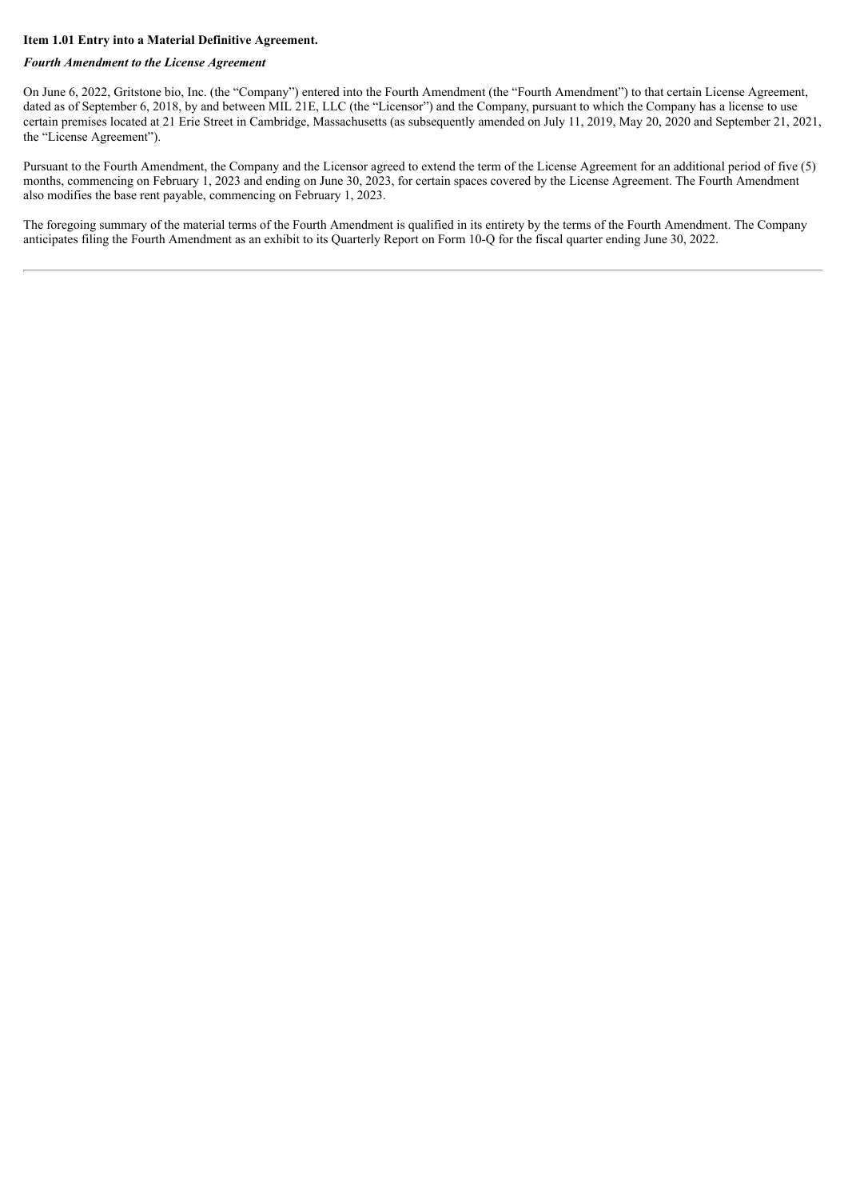**Item 1.01 Entry into a Material Definitive Agreement.**

***Fourth Amendment to the License Agreement***

On June 6, 2022, Gritstone bio, Inc. (the "Company") entered into the Fourth Amendment (the "Fourth Amendment") to that certain License Agreement, dated as of September 6, 2018, by and between MIL 21E, LLC (the "Licensor") and the Company, pursuant to which the Company has a license to use certain premises located at 21 Erie Street in Cambridge, Massachusetts (as subsequently amended on July 11, 2019, May 20, 2020 and September 21, 2021, the "License Agreement").

Pursuant to the Fourth Amendment, the Company and the Licensor agreed to extend the term of the License Agreement for an additional period of five (5) months, commencing on February 1, 2023 and ending on June 30, 2023, for certain spaces covered by the License Agreement. The Fourth Amendment also modifies the base rent payable, commencing on February 1, 2023.

The foregoing summary of the material terms of the Fourth Amendment is qualified in its entirety by the terms of the Fourth Amendment. The Company anticipates filing the Fourth Amendment as an exhibit to its Quarterly Report on Form 10-Q for the fiscal quarter ending June 30, 2022.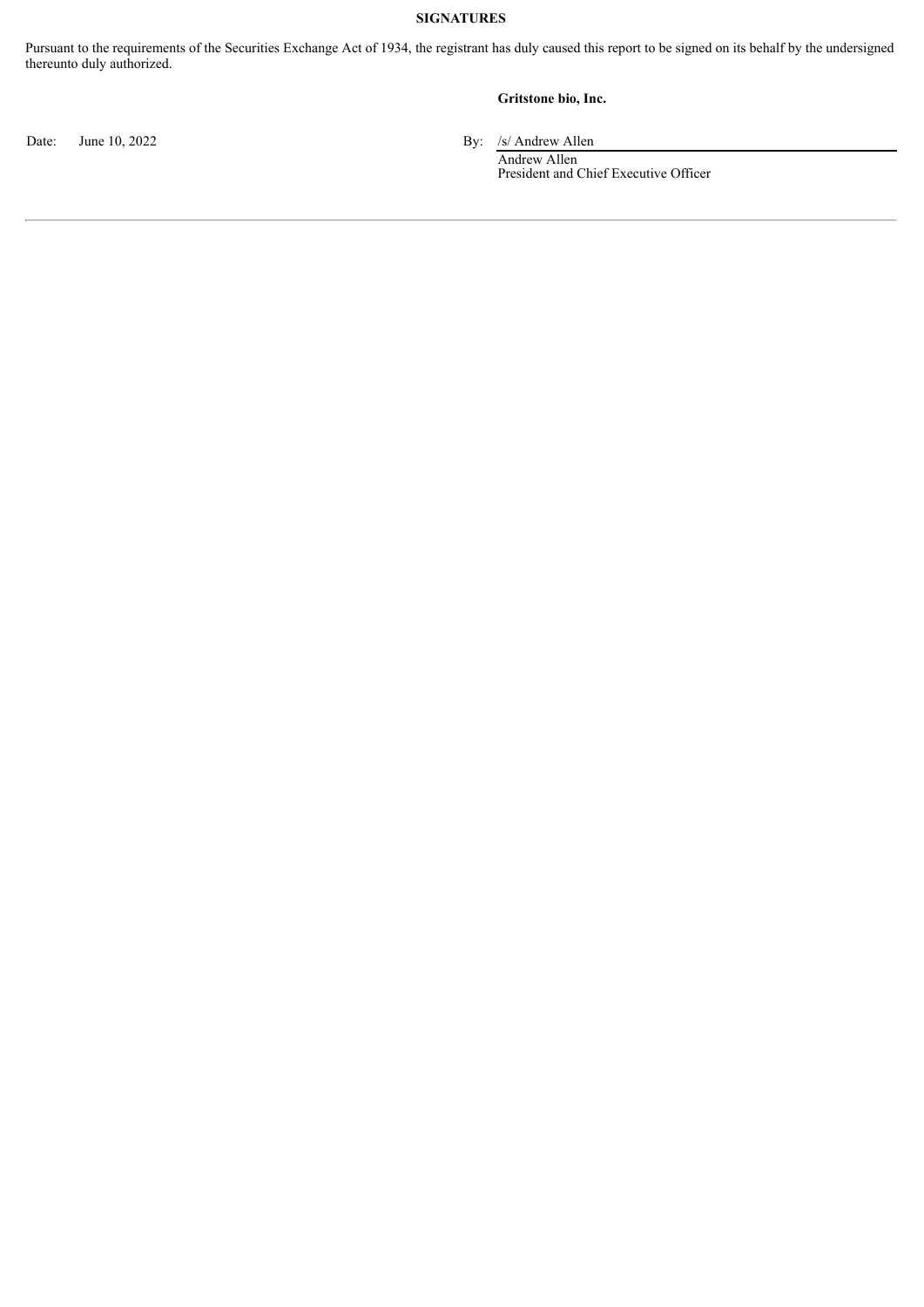**SIGNATURES**

Pursuant to the requirements of the Securities Exchange Act of 1934, the registrant has duly caused this report to be signed on its behalf by the undersigned thereunto duly authorized.

| | |
|---|---|
| | **Gritstone bio, Inc.** |
| Date: June 10, 2022 | By: /s/ Andrew Allen |
| | Andrew Allen |
| | President and Chief Executive Officer |